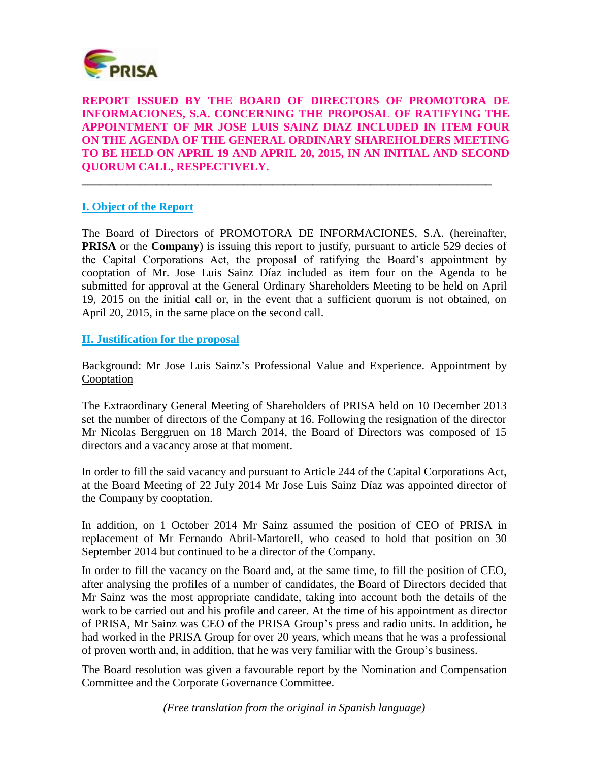**REPORT ISSUED BY THE BOARD OF DIRECTORS OF PROMOTORA DE INFORMACIONES, S.A. CONCERNING THE PROPOSAL OF RATIFYING THE APPOINTMENT OF MR JOSE LUIS SAINZ DIAZ INCLUDED IN ITEM FOUR ON THE AGENDA OF THE GENERAL ORDINARY SHAREHOLDERS MEETING TO BE HELD ON APRIL 19 AND APRIL 20, 2015, IN AN INITIAL AND SECOND QUORUM CALL, RESPECTIVELY.**

---

## I. Object of the Report

The Board of Directors of PROMOTORA DE INFORMACIONES, S.A. (hereinafter, **PRISA** or the **Company**) is issuing this report to justify, pursuant to article 529 decies of the Capital Corporations Act, the proposal of ratifying the Board's appointment by cooptation of Mr. Jose Luis Sainz Díaz included as item four on the Agenda to be submitted for approval at the General Ordinary Shareholders Meeting to be held on April 19, 2015 on the initial call or, in the event that a sufficient quorum is not obtained, on April 20, 2015, in the same place on the second call.

## II. Justification for the proposal

Background: Mr Jose Luis Sainz's Professional Value and Experience. Appointment by Cooptation

The Extraordinary General Meeting of Shareholders of PRISA held on 10 December 2013 set the number of directors of the Company at 16. Following the resignation of the director Mr Nicolas Berggruen on 18 March 2014, the Board of Directors was composed of 15 directors and a vacancy arose at that moment.

In order to fill the said vacancy and pursuant to Article 244 of the Capital Corporations Act, at the Board Meeting of 22 July 2014 Mr Jose Luis Sainz Díaz was appointed director of the Company by cooptation.

In addition, on 1 October 2014 Mr Sainz assumed the position of CEO of PRISA in replacement of Mr Fernando Abril-Martorell, who ceased to hold that position on 30 September 2014 but continued to be a director of the Company.

In order to fill the vacancy on the Board and, at the same time, to fill the position of CEO, after analysing the profiles of a number of candidates, the Board of Directors decided that Mr Sainz was the most appropriate candidate, taking into account both the details of the work to be carried out and his profile and career. At the time of his appointment as director of PRISA, Mr Sainz was CEO of the PRISA Group's press and radio units. In addition, he had worked in the PRISA Group for over 20 years, which means that he was a professional of proven worth and, in addition, that he was very familiar with the Group's business.

The Board resolution was given a favourable report by the Nomination and Compensation Committee and the Corporate Governance Committee.

*(Free translation from the original in Spanish language)*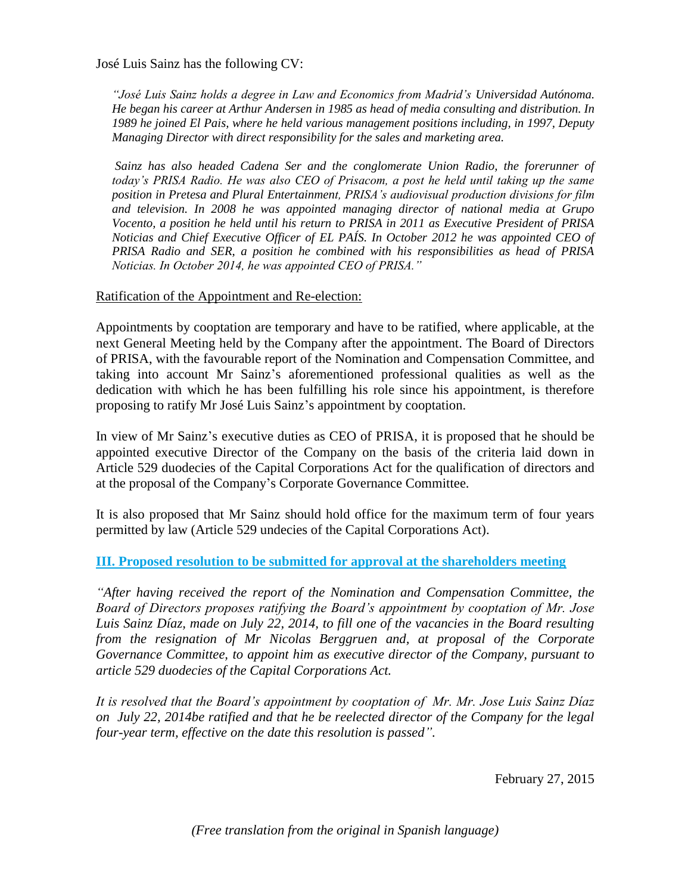José Luis Sainz has the following CV:

> *"José Luis Sainz holds a degree in Law and Economics from Madrid's Universidad Autónoma. He began his career at Arthur Andersen in 1985 as head of media consulting and distribution. In 1989 he joined El Pais, where he held various management positions including, in 1997, Deputy Managing Director with direct responsibility for the sales and marketing area.*
>
> *Sainz has also headed Cadena Ser and the conglomerate Union Radio, the forerunner of today's PRISA Radio. He was also CEO of Prisacom, a post he held until taking up the same position in Pretesa and Plural Entertainment, PRISA's audiovisual production divisions for film and television. In 2008 he was appointed managing director of national media at Grupo Vocento, a position he held until his return to PRISA in 2011 as Executive President of PRISA Noticias and Chief Executive Officer of EL PAÍS. In October 2012 he was appointed CEO of PRISA Radio and SER, a position he combined with his responsibilities as head of PRISA Noticias. In October 2014, he was appointed CEO of PRISA."*

<u>Ratification of the Appointment and Re-election:</u>

Appointments by cooptation are temporary and have to be ratified, where applicable, at the next General Meeting held by the Company after the appointment. The Board of Directors of PRISA, with the favourable report of the Nomination and Compensation Committee, and taking into account Mr Sainz's aforementioned professional qualities as well as the dedication with which he has been fulfilling his role since his appointment, is therefore proposing to ratify Mr José Luis Sainz's appointment by cooptation.

In view of Mr Sainz's executive duties as CEO of PRISA, it is proposed that he should be appointed executive Director of the Company on the basis of the criteria laid down in Article 529 duodecies of the Capital Corporations Act for the qualification of directors and at the proposal of the Company's Corporate Governance Committee.

It is also proposed that Mr Sainz should hold office for the maximum term of four years permitted by law (Article 529 undecies of the Capital Corporations Act).

## III. Proposed resolution to be submitted for approval at the shareholders meeting

*"After having received the report of the Nomination and Compensation Committee, the Board of Directors proposes ratifying the Board's appointment by cooptation of Mr. Jose Luis Sainz Díaz, made on July 22, 2014, to fill one of the vacancies in the Board resulting from the resignation of Mr Nicolas Berggruen and, at proposal of the Corporate Governance Committee, to appoint him as executive director of the Company, pursuant to article 529 duodecies of the Capital Corporations Act.*

*It is resolved that the Board's appointment by cooptation of Mr. Mr. Jose Luis Sainz Díaz on July 22, 2014be ratified and that he be reelected director of the Company for the legal four-year term, effective on the date this resolution is passed".*

February 27, 2015

*(Free translation from the original in Spanish language)*